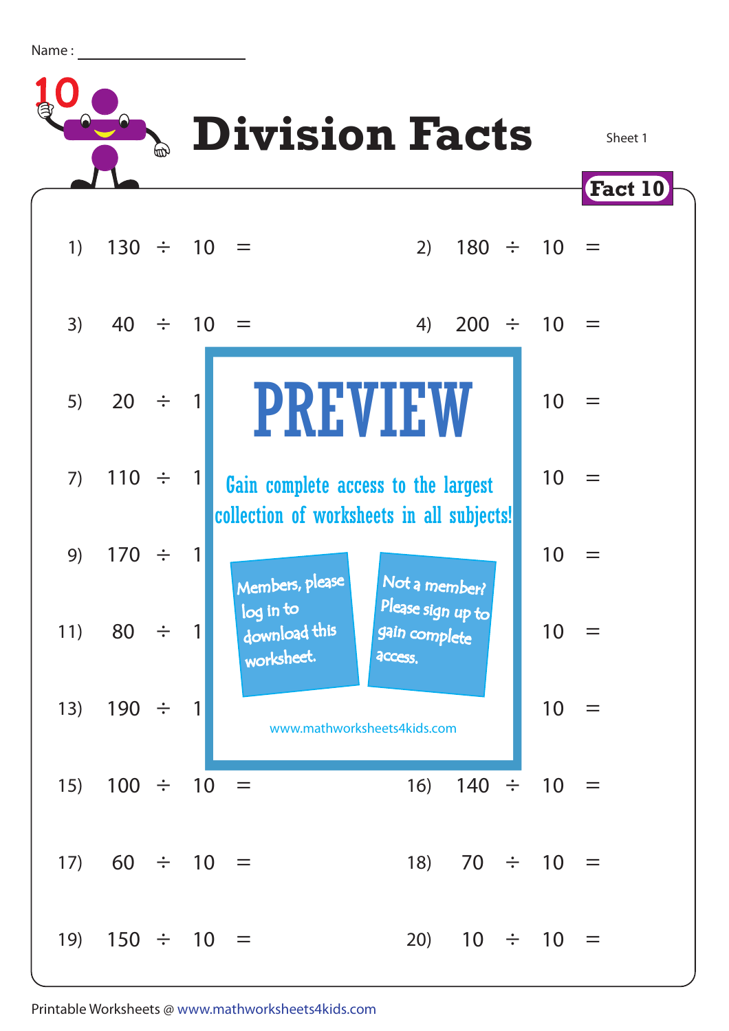Name : ____________________

# Division Facts

Sheet 1

**Fact 10**

1) $130 \div 10 =$

2) $180 \div 10 =$

3) $40 \div 10 =$

4) $200 \div 10 =$

5) $20 \div 1$

6) $10 =$

7) $110 \div 1$

8) $10 =$

9) $170 \div 1$

10) $10 =$

11) $80 \div 1$

12) $10 =$

13) $190 \div 1$

14) $10 =$

15) $100 \div 10 =$

16) $140 \div 10 =$

17) $60 \div 10 =$

18) $70 \div 10 =$

19) $150 \div 10 =$

20) $10 \div 10 =$

PREVIEW

Gain complete access to the largest collection of worksheets in all subjects!

Members, please log in to download this worksheet.

Not a member? Please sign up to gain complete access.

www.mathworksheets4kids.com

Printable Worksheets @ www.mathworksheets4kids.com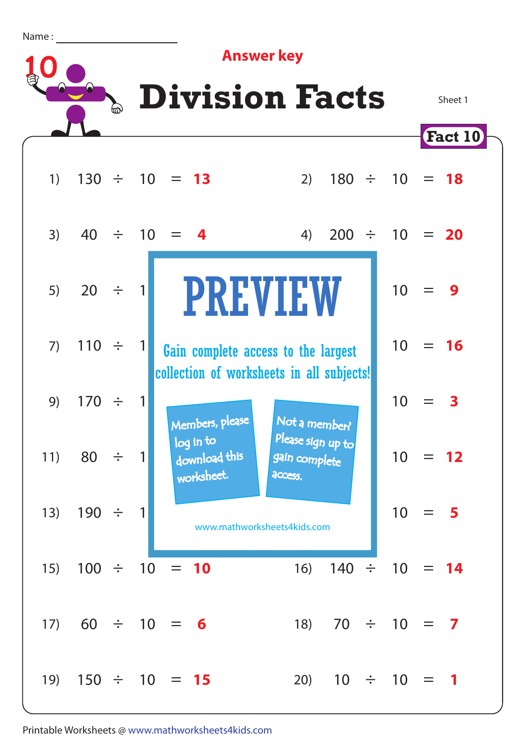Name : ____________________

Answer key

# Division Facts

Sheet 1

Fact 10

1) $130 \div 10 = $ **13**

2) $180 \div 10 = $ **18**

3) $40 \div 10 = $ **4**

4) $200 \div 10 = $ **20**

5) $20 \div 1$

6) $10 = $ **9**

7) $110 \div 1$

8) $10 = $ **16**

9) $170 \div 1$

10) $10 = $ **3**

11) $80 \div 1$

12) $10 = $ **12**

13) $190 \div 1$

14) $10 = $ **5**

15) $100 \div 10 = $ **10**

16) $140 \div 10 = $ **14**

17) $60 \div 10 = $ **6**

18) $70 \div 10 = $ **7**

19) $150 \div 10 = $ **15**

20) $10 \div 10 = $ **1**

PREVIEW

Gain complete access to the largest collection of worksheets in all subjects!

Members, please log in to download this worksheet.

Not a member? Please sign up to gain complete access.

www.mathworksheets4kids.com

Printable Worksheets @ www.mathworksheets4kids.com